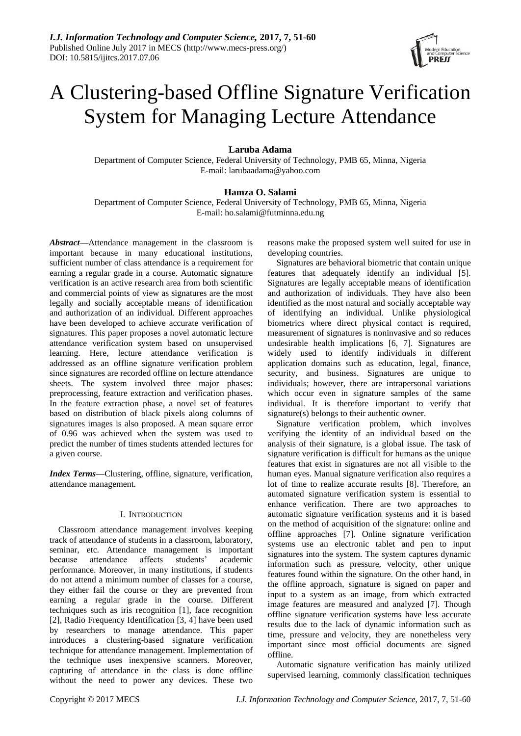# A Clustering-based Offline Signature Verification System for Managing Lecture Attendance

**Laruba Adama**

Department of Computer Science, Federal University of Technology, PMB 65, Minna, Nigeria
E-mail: larubaadama@yahoo.com

**Hamza O. Salami**

Department of Computer Science, Federal University of Technology, PMB 65, Minna, Nigeria
E-mail: ho.salami@futminna.edu.ng

***Abstract*—**Attendance management in the classroom is important because in many educational institutions, sufficient number of class attendance is a requirement for earning a regular grade in a course. Automatic signature verification is an active research area from both scientific and commercial points of view as signatures are the most legally and socially acceptable means of identification and authorization of an individual. Different approaches have been developed to achieve accurate verification of signatures. This paper proposes a novel automatic lecture attendance verification system based on unsupervised learning. Here, lecture attendance verification is addressed as an offline signature verification problem since signatures are recorded offline on lecture attendance sheets. The system involved three major phases: preprocessing, feature extraction and verification phases. In the feature extraction phase, a novel set of features based on distribution of black pixels along columns of signatures images is also proposed. A mean square error of 0.96 was achieved when the system was used to predict the number of times students attended lectures for a given course.

***Index Terms*—**Clustering, offline, signature, verification, attendance management.

## I. Introduction

Classroom attendance management involves keeping track of attendance of students in a classroom, laboratory, seminar, etc. Attendance management is important because attendance affects students' academic performance. Moreover, in many institutions, if students do not attend a minimum number of classes for a course, they either fail the course or they are prevented from earning a regular grade in the course. Different techniques such as iris recognition [1], face recognition [2], Radio Frequency Identification [3, 4] have been used by researchers to manage attendance. This paper introduces a clustering-based signature verification technique for attendance management. Implementation of the technique uses inexpensive scanners. Moreover, capturing of attendance in the class is done offline without the need to power any devices. These two reasons make the proposed system well suited for use in developing countries.

Signatures are behavioral biometric that contain unique features that adequately identify an individual [5]. Signatures are legally acceptable means of identification and authorization of individuals. They have also been identified as the most natural and socially acceptable way of identifying an individual. Unlike physiological biometrics where direct physical contact is required, measurement of signatures is noninvasive and so reduces undesirable health implications [6, 7]. Signatures are widely used to identify individuals in different application domains such as education, legal, finance, security, and business. Signatures are unique to individuals; however, there are intrapersonal variations which occur even in signature samples of the same individual. It is therefore important to verify that signature(s) belongs to their authentic owner.

Signature verification problem, which involves verifying the identity of an individual based on the analysis of their signature, is a global issue. The task of signature verification is difficult for humans as the unique features that exist in signatures are not all visible to the human eyes. Manual signature verification also requires a lot of time to realize accurate results [8]. Therefore, an automated signature verification system is essential to enhance verification. There are two approaches to automatic signature verification systems and it is based on the method of acquisition of the signature: online and offline approaches [7]. Online signature verification systems use an electronic tablet and pen to input signatures into the system. The system captures dynamic information such as pressure, velocity, other unique features found within the signature. On the other hand, in the offline approach, signature is signed on paper and input to a system as an image, from which extracted image features are measured and analyzed [7]. Though offline signature verification systems have less accurate results due to the lack of dynamic information such as time, pressure and velocity, they are nonetheless very important since most official documents are signed offline.

Automatic signature verification has mainly utilized supervised learning, commonly classification techniques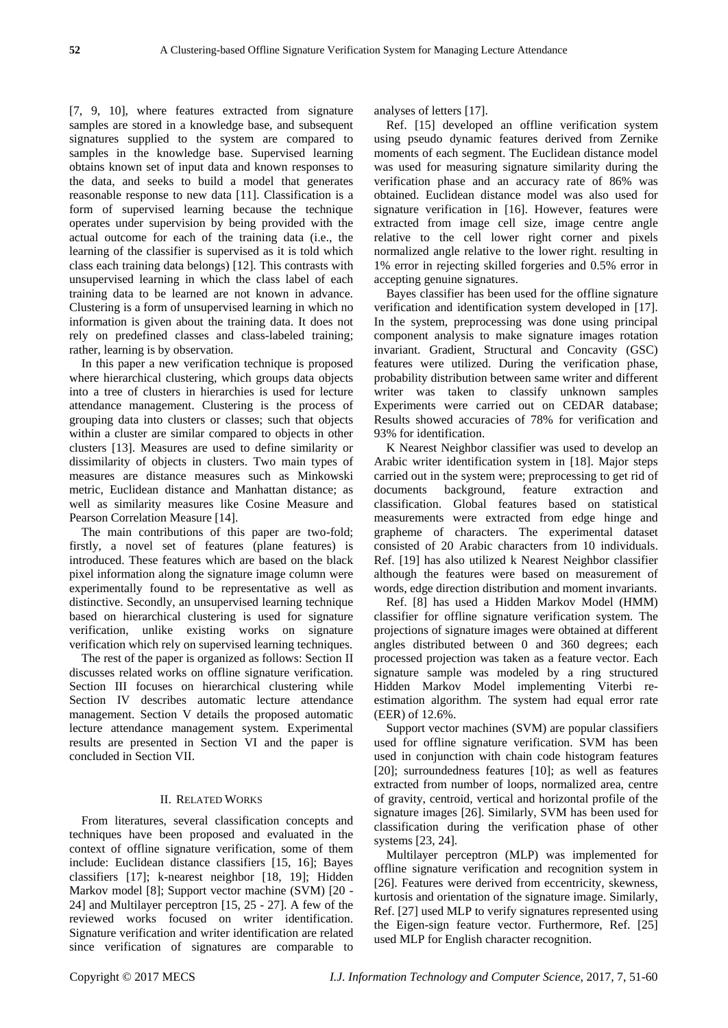[7, 9, 10], where features extracted from signature samples are stored in a knowledge base, and subsequent signatures supplied to the system are compared to samples in the knowledge base. Supervised learning obtains known set of input data and known responses to the data, and seeks to build a model that generates reasonable response to new data [11]. Classification is a form of supervised learning because the technique operates under supervision by being provided with the actual outcome for each of the training data (i.e., the learning of the classifier is supervised as it is told which class each training data belongs) [12]. This contrasts with unsupervised learning in which the class label of each training data to be learned are not known in advance. Clustering is a form of unsupervised learning in which no information is given about the training data. It does not rely on predefined classes and class-labeled training; rather, learning is by observation.

In this paper a new verification technique is proposed where hierarchical clustering, which groups data objects into a tree of clusters in hierarchies is used for lecture attendance management. Clustering is the process of grouping data into clusters or classes; such that objects within a cluster are similar compared to objects in other clusters [13]. Measures are used to define similarity or dissimilarity of objects in clusters. Two main types of measures are distance measures such as Minkowski metric, Euclidean distance and Manhattan distance; as well as similarity measures like Cosine Measure and Pearson Correlation Measure [14].

The main contributions of this paper are two-fold; firstly, a novel set of features (plane features) is introduced. These features which are based on the black pixel information along the signature image column were experimentally found to be representative as well as distinctive. Secondly, an unsupervised learning technique based on hierarchical clustering is used for signature verification, unlike existing works on signature verification which rely on supervised learning techniques.

The rest of the paper is organized as follows: Section II discusses related works on offline signature verification. Section III focuses on hierarchical clustering while Section IV describes automatic lecture attendance management. Section V details the proposed automatic lecture attendance management system. Experimental results are presented in Section VI and the paper is concluded in Section VII.

## II. Related Works

From literatures, several classification concepts and techniques have been proposed and evaluated in the context of offline signature verification, some of them include: Euclidean distance classifiers [15, 16]; Bayes classifiers [17]; k-nearest neighbor [18, 19]; Hidden Markov model [8]; Support vector machine (SVM) [20 - 24] and Multilayer perceptron [15, 25 - 27]. A few of the reviewed works focused on writer identification. Signature verification and writer identification are related since verification of signatures are comparable to analyses of letters [17].

Ref. [15] developed an offline verification system using pseudo dynamic features derived from Zernike moments of each segment. The Euclidean distance model was used for measuring signature similarity during the verification phase and an accuracy rate of 86% was obtained. Euclidean distance model was also used for signature verification in [16]. However, features were extracted from image cell size, image centre angle relative to the cell lower right corner and pixels normalized angle relative to the lower right. resulting in 1% error in rejecting skilled forgeries and 0.5% error in accepting genuine signatures.

Bayes classifier has been used for the offline signature verification and identification system developed in [17]. In the system, preprocessing was done using principal component analysis to make signature images rotation invariant. Gradient, Structural and Concavity (GSC) features were utilized. During the verification phase, probability distribution between same writer and different writer was taken to classify unknown samples Experiments were carried out on CEDAR database; Results showed accuracies of 78% for verification and 93% for identification.

K Nearest Neighbor classifier was used to develop an Arabic writer identification system in [18]. Major steps carried out in the system were; preprocessing to get rid of documents background, feature extraction and classification. Global features based on statistical measurements were extracted from edge hinge and grapheme of characters. The experimental dataset consisted of 20 Arabic characters from 10 individuals. Ref. [19] has also utilized k Nearest Neighbor classifier although the features were based on measurement of words, edge direction distribution and moment invariants.

Ref. [8] has used a Hidden Markov Model (HMM) classifier for offline signature verification system. The projections of signature images were obtained at different angles distributed between 0 and 360 degrees; each processed projection was taken as a feature vector. Each signature sample was modeled by a ring structured Hidden Markov Model implementing Viterbi re-estimation algorithm. The system had equal error rate (EER) of 12.6%.

Support vector machines (SVM) are popular classifiers used for offline signature verification. SVM has been used in conjunction with chain code histogram features [20]; surroundedness features [10]; as well as features extracted from number of loops, normalized area, centre of gravity, centroid, vertical and horizontal profile of the signature images [26]. Similarly, SVM has been used for classification during the verification phase of other systems [23, 24].

Multilayer perceptron (MLP) was implemented for offline signature verification and recognition system in [26]. Features were derived from eccentricity, skewness, kurtosis and orientation of the signature image. Similarly, Ref. [27] used MLP to verify signatures represented using the Eigen-sign feature vector. Furthermore, Ref. [25] used MLP for English character recognition.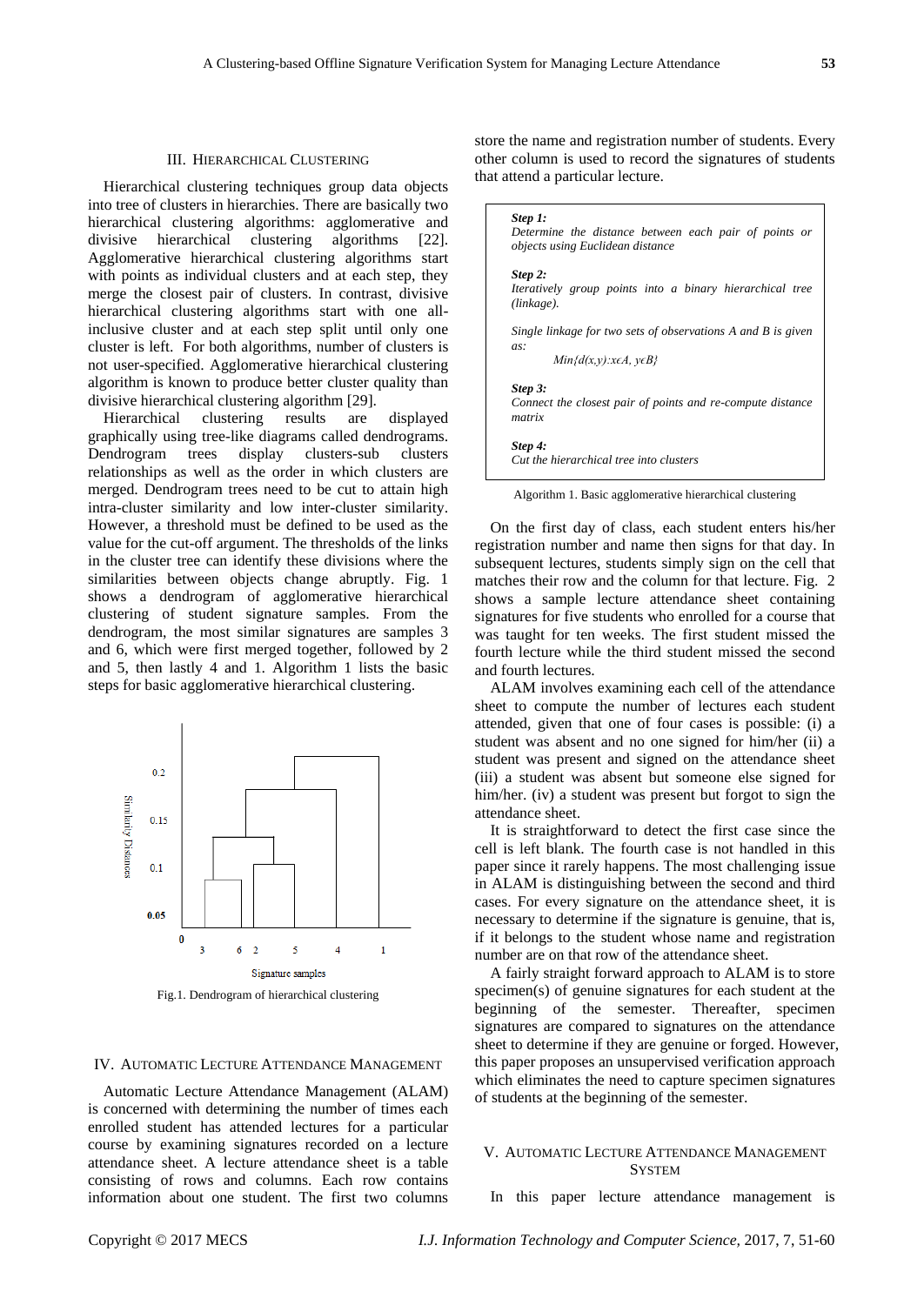## III. Hierarchical Clustering

Hierarchical clustering techniques group data objects into tree of clusters in hierarchies. There are basically two hierarchical clustering algorithms: agglomerative and divisive hierarchical clustering algorithms [22]. Agglomerative hierarchical clustering algorithms start with points as individual clusters and at each step, they merge the closest pair of clusters. In contrast, divisive hierarchical clustering algorithms start with one all-inclusive cluster and at each step split until only one cluster is left. For both algorithms, number of clusters is not user-specified. Agglomerative hierarchical clustering algorithm is known to produce better cluster quality than divisive hierarchical clustering algorithm [29].

Hierarchical clustering results are displayed graphically using tree-like diagrams called dendrograms. Dendrogram trees display clusters-sub clusters relationships as well as the order in which clusters are merged. Dendrogram trees need to be cut to attain high intra-cluster similarity and low inter-cluster similarity. However, a threshold must be defined to be used as the value for the cut-off argument. The thresholds of the links in the cluster tree can identify these divisions where the similarities between objects change abruptly. Fig. 1 shows a dendrogram of agglomerative hierarchical clustering of student signature samples. From the dendrogram, the most similar signatures are samples 3 and 6, which were first merged together, followed by 2 and 5, then lastly 4 and 1. Algorithm 1 lists the basic steps for basic agglomerative hierarchical clustering.

Fig.1. Dendrogram of hierarchical clustering

***Step 1:***
*Determine the distance between each pair of points or objects using Euclidean distance*

***Step 2:***
*Iteratively group points into a binary hierarchical tree (linkage).*

*Single linkage for two sets of observations A and B is given as:*

$$Min\{d(x,y): x \epsilon A, y \epsilon B\}$$

***Step 3:***
*Connect the closest pair of points and re-compute distance matrix*

***Step 4:***
*Cut the hierarchical tree into clusters*

Algorithm 1. Basic agglomerative hierarchical clustering

## IV. Automatic Lecture Attendance Management

Automatic Lecture Attendance Management (ALAM) is concerned with determining the number of times each enrolled student has attended lectures for a particular course by examining signatures recorded on a lecture attendance sheet. A lecture attendance sheet is a table consisting of rows and columns. Each row contains information about one student. The first two columns store the name and registration number of students. Every other column is used to record the signatures of students that attend a particular lecture.

On the first day of class, each student enters his/her registration number and name then signs for that day. In subsequent lectures, students simply sign on the cell that matches their row and the column for that lecture. Fig. 2 shows a sample lecture attendance sheet containing signatures for five students who enrolled for a course that was taught for ten weeks. The first student missed the fourth lecture while the third student missed the second and fourth lectures.

ALAM involves examining each cell of the attendance sheet to compute the number of lectures each student attended, given that one of four cases is possible: (i) a student was absent and no one signed for him/her (ii) a student was present and signed on the attendance sheet (iii) a student was absent but someone else signed for him/her. (iv) a student was present but forgot to sign the attendance sheet.

It is straightforward to detect the first case since the cell is left blank. The fourth case is not handled in this paper since it rarely happens. The most challenging issue in ALAM is distinguishing between the second and third cases. For every signature on the attendance sheet, it is necessary to determine if the signature is genuine, that is, if it belongs to the student whose name and registration number are on that row of the attendance sheet.

A fairly straight forward approach to ALAM is to store specimen(s) of genuine signatures for each student at the beginning of the semester. Thereafter, specimen signatures are compared to signatures on the attendance sheet to determine if they are genuine or forged. However, this paper proposes an unsupervised verification approach which eliminates the need to capture specimen signatures of students at the beginning of the semester.

## V. Automatic Lecture Attendance Management System

In this paper lecture attendance management is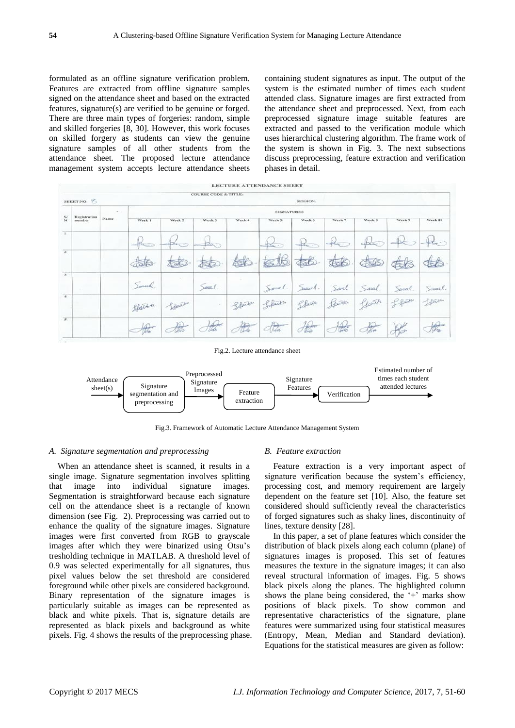formulated as an offline signature verification problem. Features are extracted from offline signature samples signed on the attendance sheet and based on the extracted features, signature(s) are verified to be genuine or forged. There are three main types of forgeries: random, simple and skilled forgeries [8, 30]. However, this work focuses on skilled forgery as students can view the genuine signature samples of all other students from the attendance sheet. The proposed lecture attendance management system accepts lecture attendance sheets containing student signatures as input. The output of the system is the estimated number of times each student attended class. Signature images are first extracted from the attendance sheet and preprocessed. Next, from each preprocessed signature image suitable features are extracted and passed to the verification module which uses hierarchical clustering algorithm. The frame work of the system is shown in Fig. 3. The next subsections discuss preprocessing, feature extraction and verification phases in detail.

Fig.2. Lecture attendance sheet

Fig.3. Framework of Automatic Lecture Attendance Management System

### *A. Signature segmentation and preprocessing*

When an attendance sheet is scanned, it results in a single image. Signature segmentation involves splitting that image into individual signature images. Segmentation is straightforward because each signature cell on the attendance sheet is a rectangle of known dimension (see Fig. 2). Preprocessing was carried out to enhance the quality of the signature images. Signature images were first converted from RGB to grayscale images after which they were binarized using Otsu's tresholding technique in MATLAB. A threshold level of 0.9 was selected experimentally for all signatures, thus pixel values below the set threshold are considered foreground while other pixels are considered background. Binary representation of the signature images is particularly suitable as images can be represented as black and white pixels. That is, signature details are represented as black pixels and background as white pixels. Fig. 4 shows the results of the preprocessing phase.

### *B. Feature extraction*

Feature extraction is a very important aspect of signature verification because the system's efficiency, processing cost, and memory requirement are largely dependent on the feature set [10]. Also, the feature set considered should sufficiently reveal the characteristics of forged signatures such as shaky lines, discontinuity of lines, texture density [28].

In this paper, a set of plane features which consider the distribution of black pixels along each column (plane) of signatures images is proposed. This set of features measures the texture in the signature images; it can also reveal structural information of images. Fig. 5 shows black pixels along the planes. The highlighted column shows the plane being considered, the '+' marks show positions of black pixels. To show common and representative characteristics of the signature, plane features were summarized using four statistical measures (Entropy, Mean, Median and Standard deviation). Equations for the statistical measures are given as follow: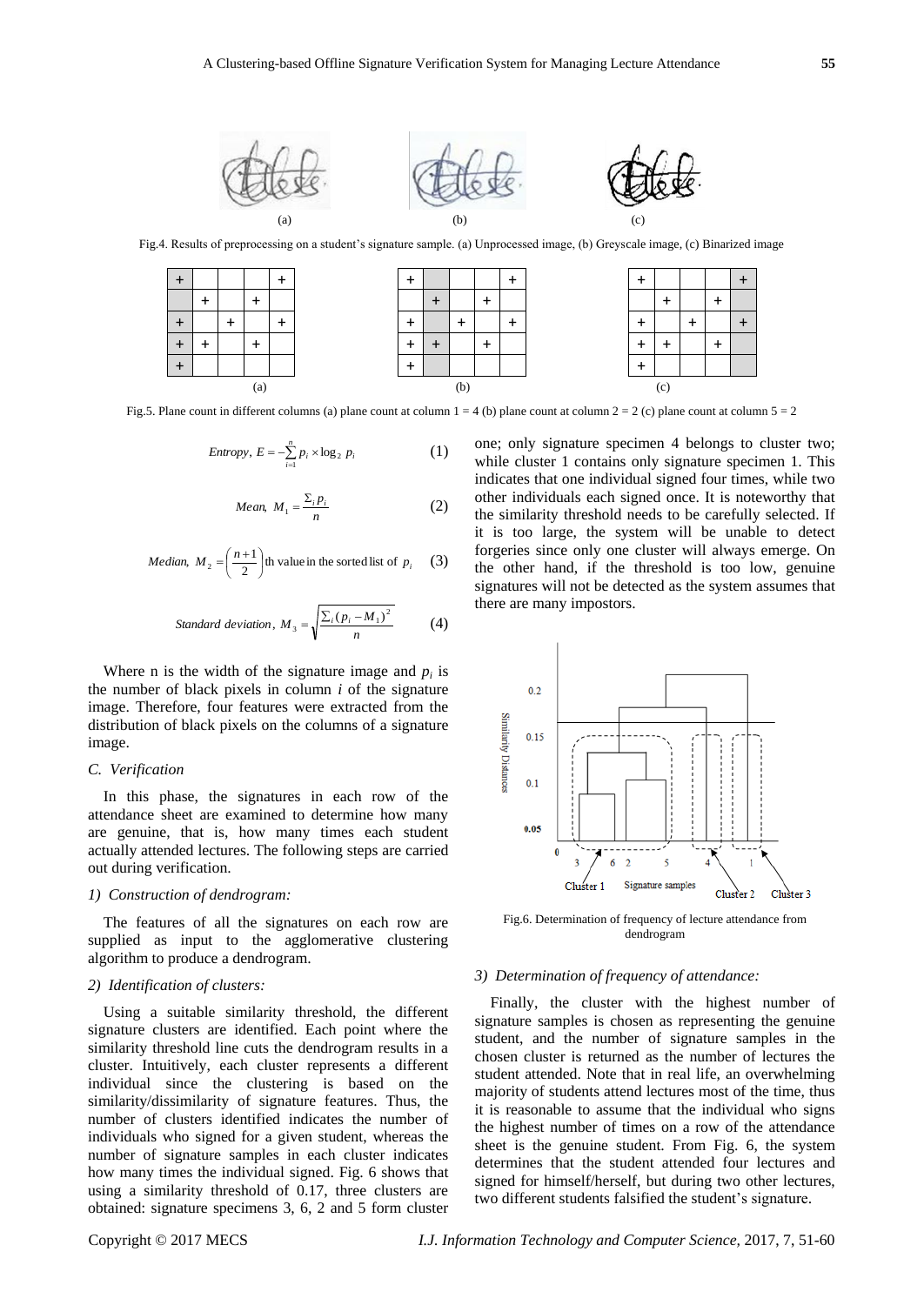Fig.4. Results of preprocessing on a student's signature sample. (a) Unprocessed image, (b) Greyscale image, (c) Binarized image

Fig.5. Plane count in different columns (a) plane count at column 1 = 4 (b) plane count at column 2 = 2 (c) plane count at column 5 = 2

$$Entropy,\ E = -\sum_{i=1}^{n} p_i \times \log_2 p_i \tag{1}$$

$$Mean,\ M_1 = \frac{\Sigma_i p_i}{n} \tag{2}$$

$$Median,\ M_2 = \left(\frac{n+1}{2}\right)\text{th value in the sorted list of } p_i \tag{3}$$

$$Standard\ deviation,\ M_3 = \sqrt{\frac{\Sigma_i (p_i - M_1)^2}{n}} \tag{4}$$

Where n is the width of the signature image and $p_i$ is the number of black pixels in column $i$ of the signature image. Therefore, four features were extracted from the distribution of black pixels on the columns of a signature image.

### *C. Verification*

In this phase, the signatures in each row of the attendance sheet are examined to determine how many are genuine, that is, how many times each student actually attended lectures. The following steps are carried out during verification.

#### *1) Construction of dendrogram:*

The features of all the signatures on each row are supplied as input to the agglomerative clustering algorithm to produce a dendrogram.

#### *2) Identification of clusters:*

Using a suitable similarity threshold, the different signature clusters are identified. Each point where the similarity threshold line cuts the dendrogram results in a cluster. Intuitively, each cluster represents a different individual since the clustering is based on the similarity/dissimilarity of signature features. Thus, the number of clusters identified indicates the number of individuals who signed for a given student, whereas the number of signature samples in each cluster indicates how many times the individual signed. Fig. 6 shows that using a similarity threshold of 0.17, three clusters are obtained: signature specimens 3, 6, 2 and 5 form cluster one; only signature specimen 4 belongs to cluster two; while cluster 1 contains only signature specimen 1. This indicates that one individual signed four times, while two other individuals each signed once. It is noteworthy that the similarity threshold needs to be carefully selected. If it is too large, the system will be unable to detect forgeries since only one cluster will always emerge. On the other hand, if the threshold is too low, genuine signatures will not be detected as the system assumes that there are many impostors.

Fig.6. Determination of frequency of lecture attendance from dendrogram

#### *3) Determination of frequency of attendance:*

Finally, the cluster with the highest number of signature samples is chosen as representing the genuine student, and the number of signature samples in the chosen cluster is returned as the number of lectures the student attended. Note that in real life, an overwhelming majority of students attend lectures most of the time, thus it is reasonable to assume that the individual who signs the highest number of times on a row of the attendance sheet is the genuine student. From Fig. 6, the system determines that the student attended four lectures and signed for himself/herself, but during two other lectures, two different students falsified the student's signature.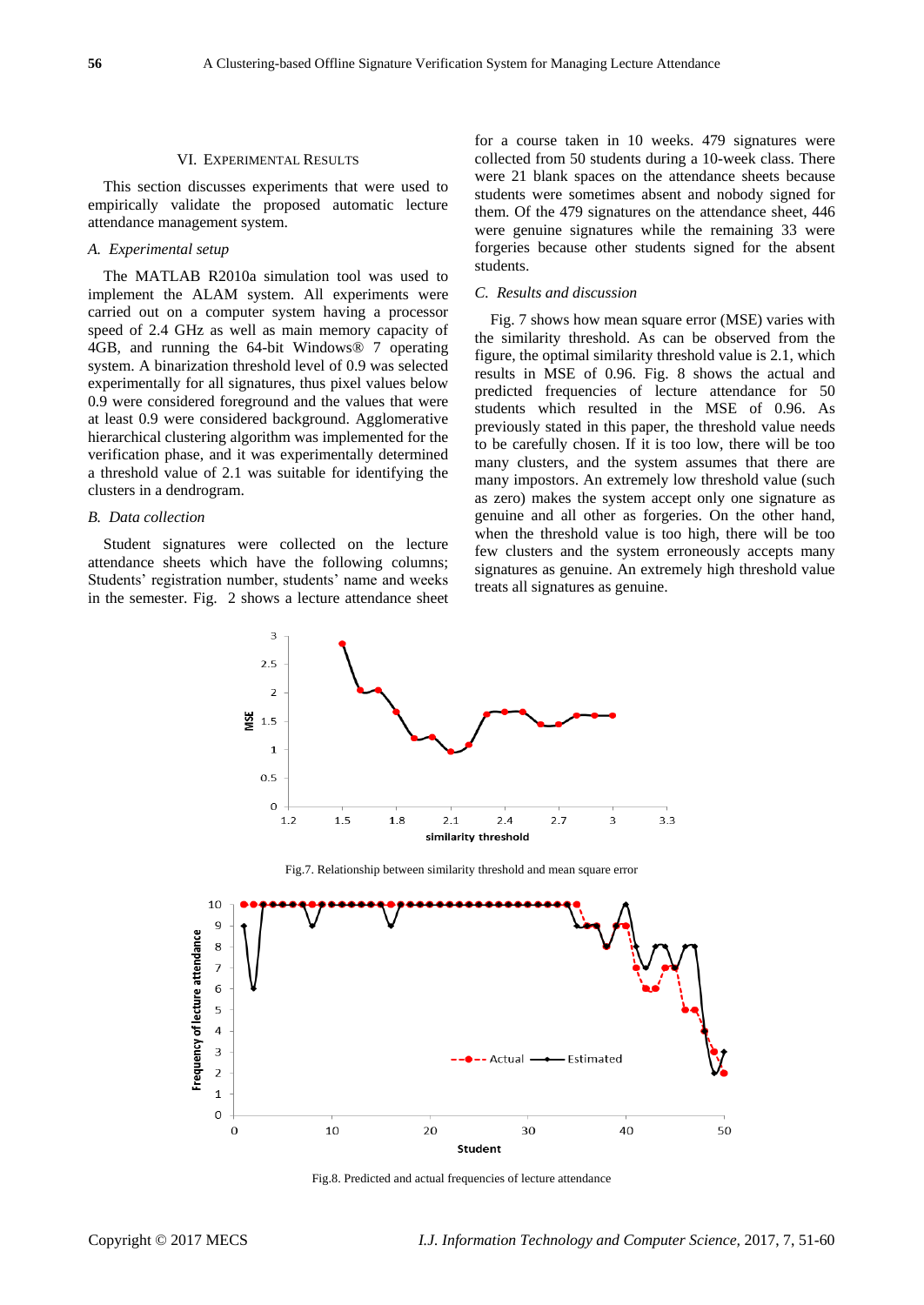## VI. Experimental Results

This section discusses experiments that were used to empirically validate the proposed automatic lecture attendance management system.

### *A. Experimental setup*

The MATLAB R2010a simulation tool was used to implement the ALAM system. All experiments were carried out on a computer system having a processor speed of 2.4 GHz as well as main memory capacity of 4GB, and running the 64-bit Windows® 7 operating system. A binarization threshold level of 0.9 was selected experimentally for all signatures, thus pixel values below 0.9 were considered foreground and the values that were at least 0.9 were considered background. Agglomerative hierarchical clustering algorithm was implemented for the verification phase, and it was experimentally determined a threshold value of 2.1 was suitable for identifying the clusters in a dendrogram.

### *B. Data collection*

Student signatures were collected on the lecture attendance sheets which have the following columns; Students' registration number, students' name and weeks in the semester. Fig. 2 shows a lecture attendance sheet for a course taken in 10 weeks. 479 signatures were collected from 50 students during a 10-week class. There were 21 blank spaces on the attendance sheets because students were sometimes absent and nobody signed for them. Of the 479 signatures on the attendance sheet, 446 were genuine signatures while the remaining 33 were forgeries because other students signed for the absent students.

### *C. Results and discussion*

Fig. 7 shows how mean square error (MSE) varies with the similarity threshold. As can be observed from the figure, the optimal similarity threshold value is 2.1, which results in MSE of 0.96. Fig. 8 shows the actual and predicted frequencies of lecture attendance for 50 students which resulted in the MSE of 0.96. As previously stated in this paper, the threshold value needs to be carefully chosen. If it is too low, there will be too many clusters, and the system assumes that there are many impostors. An extremely low threshold value (such as zero) makes the system accept only one signature as genuine and all other as forgeries. On the other hand, when the threshold value is too high, there will be too few clusters and the system erroneously accepts many signatures as genuine. An extremely high threshold value treats all signatures as genuine.

Fig.7. Relationship between similarity threshold and mean square error

Fig.8. Predicted and actual frequencies of lecture attendance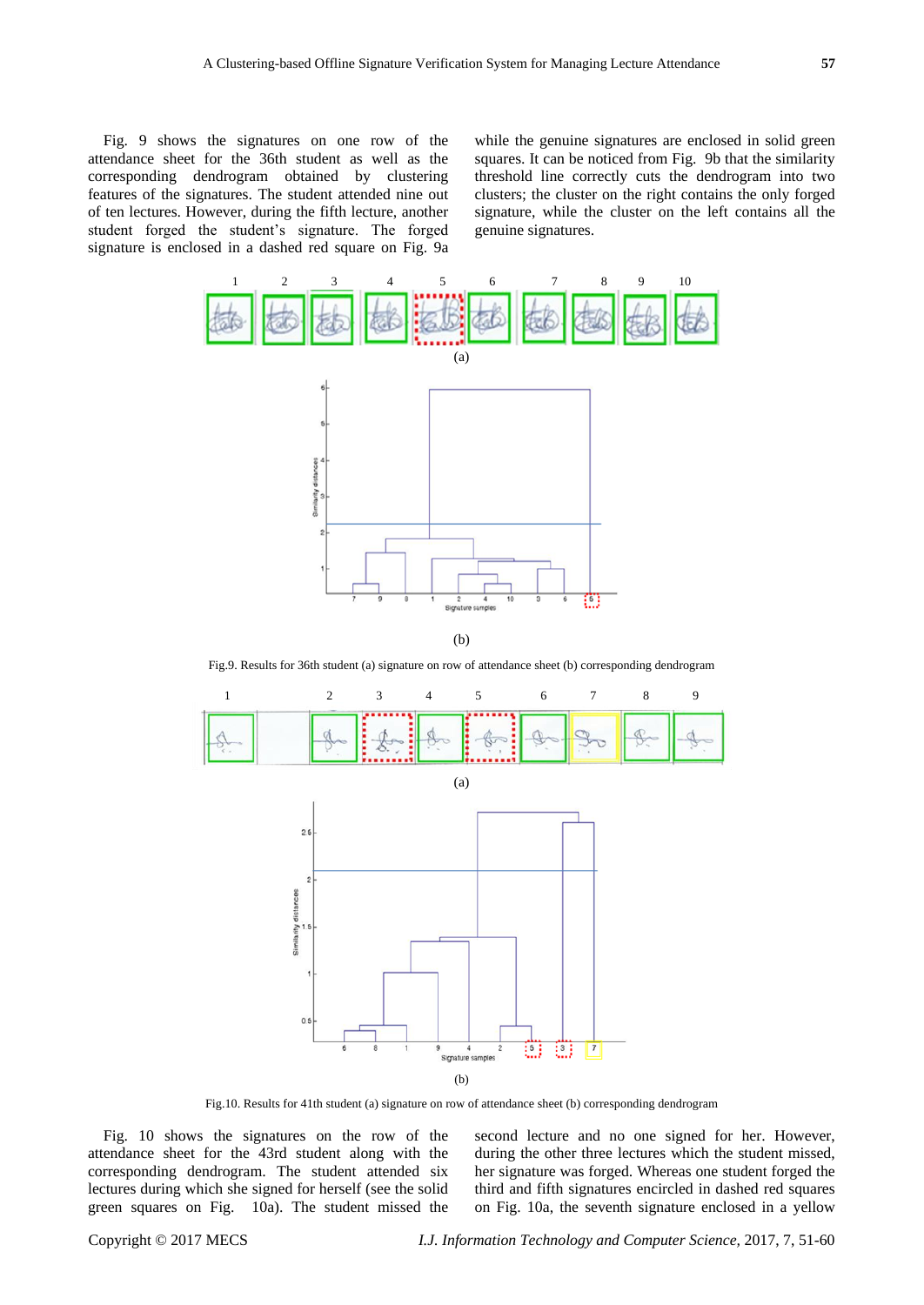Fig. 9 shows the signatures on one row of the attendance sheet for the 36th student as well as the corresponding dendrogram obtained by clustering features of the signatures. The student attended nine out of ten lectures. However, during the fifth lecture, another student forged the student's signature. The forged signature is enclosed in a dashed red square on Fig. 9a while the genuine signatures are enclosed in solid green squares. It can be noticed from Fig. 9b that the similarity threshold line correctly cuts the dendrogram into two clusters; the cluster on the right contains the only forged signature, while the cluster on the left contains all the genuine signatures.

Fig.9. Results for 36th student (a) signature on row of attendance sheet (b) corresponding dendrogram

Fig.10. Results for 41th student (a) signature on row of attendance sheet (b) corresponding dendrogram

Fig. 10 shows the signatures on the row of the attendance sheet for the 43rd student along with the corresponding dendrogram. The student attended six lectures during which she signed for herself (see the solid green squares on Fig. 10a). The student missed the second lecture and no one signed for her. However, during the other three lectures which the student missed, her signature was forged. Whereas one student forged the third and fifth signatures encircled in dashed red squares on Fig. 10a, the seventh signature enclosed in a yellow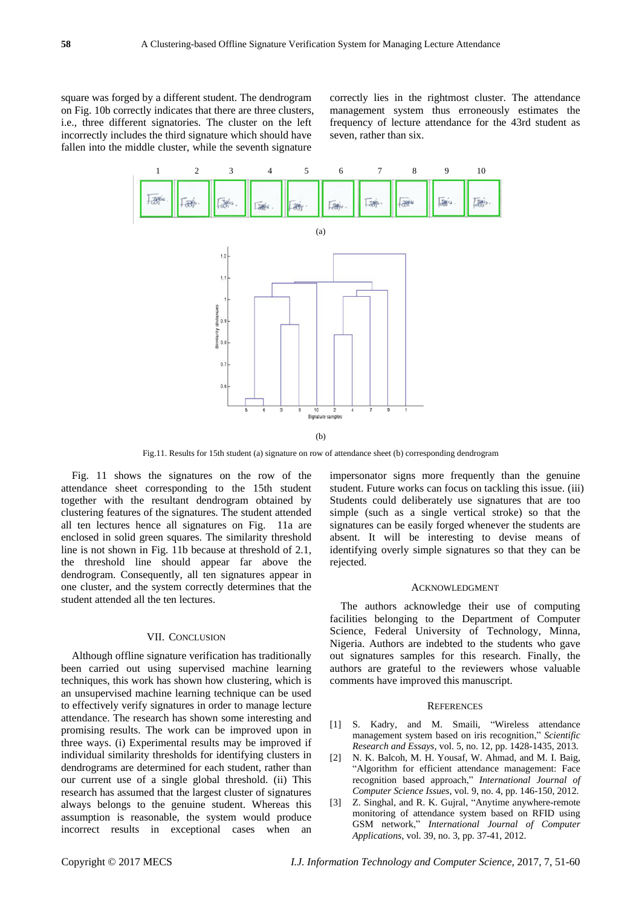square was forged by a different student. The dendrogram on Fig. 10b correctly indicates that there are three clusters, i.e., three different signatories. The cluster on the left incorrectly includes the third signature which should have fallen into the middle cluster, while the seventh signature correctly lies in the rightmost cluster. The attendance management system thus erroneously estimates the frequency of lecture attendance for the 43rd student as seven, rather than six.

(a)

(b)

Fig.11. Results for 15th student (a) signature on row of attendance sheet (b) corresponding dendrogram

Fig. 11 shows the signatures on the row of the attendance sheet corresponding to the 15th student together with the resultant dendrogram obtained by clustering features of the signatures. The student attended all ten lectures hence all signatures on Fig. 11a are enclosed in solid green squares. The similarity threshold line is not shown in Fig. 11b because at threshold of 2.1, the threshold line should appear far above the dendrogram. Consequently, all ten signatures appear in one cluster, and the system correctly determines that the student attended all the ten lectures.

## VII. Conclusion

Although offline signature verification has traditionally been carried out using supervised machine learning techniques, this work has shown how clustering, which is an unsupervised machine learning technique can be used to effectively verify signatures in order to manage lecture attendance. The research has shown some interesting and promising results. The work can be improved upon in three ways. (i) Experimental results may be improved if individual similarity thresholds for identifying clusters in dendrograms are determined for each student, rather than our current use of a single global threshold. (ii) This research has assumed that the largest cluster of signatures always belongs to the genuine student. Whereas this assumption is reasonable, the system would produce incorrect results in exceptional cases when an impersonator signs more frequently than the genuine student. Future works can focus on tackling this issue. (iii) Students could deliberately use signatures that are too simple (such as a single vertical stroke) so that the signatures can be easily forged whenever the students are absent. It will be interesting to devise means of identifying overly simple signatures so that they can be rejected.

## Acknowledgment

The authors acknowledge their use of computing facilities belonging to the Department of Computer Science, Federal University of Technology, Minna, Nigeria. Authors are indebted to the students who gave out signatures samples for this research. Finally, the authors are grateful to the reviewers whose valuable comments have improved this manuscript.

## References

[1] S. Kadry, and M. Smaili, "Wireless attendance management system based on iris recognition," *Scientific Research and Essays*, vol. 5, no. 12, pp. 1428-1435, 2013.

[2] N. K. Balcoh, M. H. Yousaf, W. Ahmad, and M. I. Baig, "Algorithm for efficient attendance management: Face recognition based approach," *International Journal of Computer Science Issues*, vol. 9, no. 4, pp. 146-150, 2012.

[3] Z. Singhal, and R. K. Gujral, "Anytime anywhere-remote monitoring of attendance system based on RFID using GSM network," *International Journal of Computer Applications*, vol. 39, no. 3, pp. 37-41, 2012.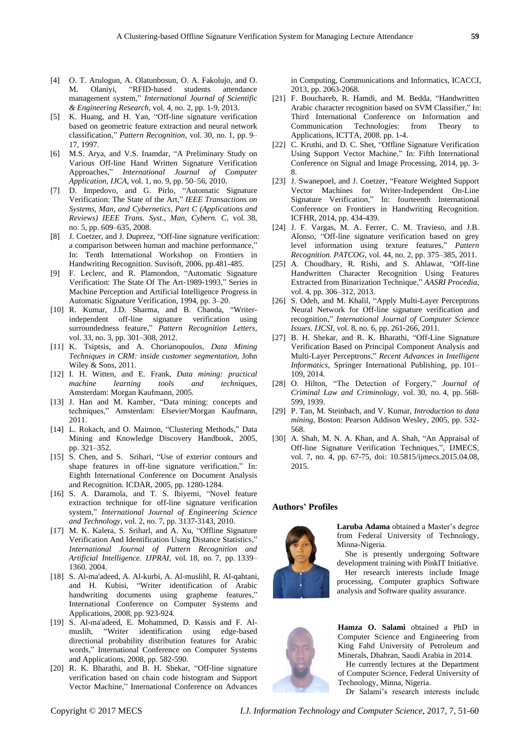[4] O. T. Arulogun, A. Olatunbosun, O. A. Fakolujo, and O. M. Olaniyi, "RFID-based students attendance management system," *International Journal of Scientific & Engineering Research*, vol. 4, no. 2, pp. 1-9, 2013.

[5] K. Huang, and H. Yan, "Off-line signature verification based on geometric feature extraction and neural network classification," *Pattern Recognition*, vol. 30, no. 1, pp. 9–17, 1997.

[6] M.S. Arya, and V.S. Inamdar, "A Preliminary Study on Various Off-line Hand Written Signature Verification Approaches," *International Journal of Computer Application, IJCA*, vol. 1, no. 9, pp. 50–56, 2010.

[7] D. Impedovo, and G. Pirlo, "Automatic Signature Verification: The State of the Art," *IEEE Transactions on Systems, Man, and Cybernetics, Part C (Applications and Reviews) IEEE Trans. Syst., Man, Cybern. C*, vol. 38, no. 5, pp. 609–635, 2008.

[8] J. Coetzer, and J. Dupreez, "Off-line signature verification: a comparison between human and machine performance," In: Tenth International Workshop on Frontiers in Handwriting Recognition. Suvisoft, 2006, pp.481-485.

[9] F. Leclerc, and R. Plamondon, "Automatic Signature Verification: The State Of The Art-1989-1993," Series in Machine Perception and Artificial Intelligence Progress in Automatic Signature Verification, 1994, pp. 3–20.

[10] R. Kumar, J.D. Sharma, and B. Chanda, "Writer-independent off-line signature verification using surroundedness feature," *Pattern Recognition Letters*, vol. 33, no. 3, pp. 301–308, 2012.

[11] K. Tsiptsis, and A. Chorianopoulos, *Data Mining Techniques in CRM: inside customer segmentation*, John Wiley & Sons, 2011.

[12] I. H. Witten, and E. Frank, *Data mining: practical machine learning tools and techniques*, Amsterdam: Morgan Kaufmann, 2005.

[13] J. Han and M. Kamber, "Data mining: concepts and techniques," Amsterdam: Elsevier/Morgan Kaufmann, 2011.

[14] L. Rokach, and O. Maimon, "Clustering Methods," Data Mining and Knowledge Discovery Handbook, 2005, pp. 321–352.

[15] S. Chen, and S. Srihari, "Use of exterior contours and shape features in off-line signature verification," In: Eighth International Conference on Document Analysis and Recognition. ICDAR, 2005, pp. 1280-1284.

[16] S. A. Daramola, and T. S. Ibiyemi, "Novel feature extraction technique for off-line signature verification system," *International Journal of Engineering Science and Technology*, vol. 2, no. 7, pp. 3137-3143, 2010.

[17] M. K. Kalera, S. Sriharl, and A. Xu, "Offline Signature Verification And Identification Using Distance Statistics," *International Journal of Pattern Recognition and Artificial Intelligence. IJPRAI*, vol. 18, no. 7, pp. 1339–1360. 2004.

[18] S. Al-ma'adeed, A. Al-kurbi, A. Al-muslihl, R. Al-qahtani, and H. Kubisi, "Writer identification of Arabic handwriting documents using grapheme features," International Conference on Computer Systems and Applications, 2008, pp. 923-924.

[19] S. Al-ma'adeed, E. Mohammed, D. Kassis and F. Al-muslih, "Writer identification using edge-based directional probability distribution features for Arabic words," International Conference on Computer Systems and Applications, 2008, pp. 582-590.

[20] R. K. Bharathi, and B. H. Shekar, "Off-line signature verification based on chain code histogram and Support Vector Machine," International Conference on Advances in Computing, Communications and Informatics, ICACCI, 2013, pp. 2063-2068.

[21] F. Bouchareb, R. Hamdi, and M. Bedda, "Handwritten Arabic character recognition based on SVM Classifier," In: Third International Conference on Information and Communication Technologies: from Theory to Applications, ICTTA, 2008. pp. 1-4.

[22] C. Kruthi, and D. C. Shet, "Offline Signature Verification Using Support Vector Machine," In: Fifth International Conference on Signal and Image Processing, 2014, pp. 3-8.

[23] J. Swanepoel, and J. Coetzer, "Feature Weighted Support Vector Machines for Writer-Independent On-Line Signature Verification," In: fourteenth International Conference on Frontiers in Handwriting Recognition. ICFHR, 2014, pp. 434-439.

[24] J. F. Vargas, M. A. Ferrer, C. M. Travieso, and J.B. Alonso, "Off-line signature verification based on grey level information using texture features," *Pattern Recognition. PATCOG*, vol. 44, no. 2, pp. 375–385, 2011.

[25] A. Choudhary, R. Rishi, and S. Ahlawat, "Off-line Handwritten Character Recognition Using Features Extracted from Binarization Technique," *AASRI Procedia*, vol. 4, pp. 306–312, 2013.

[26] S. Odeh, and M. Khalil, "Apply Multi-Layer Perceptrons Neural Network for Off-line signature verification and recognition," *International Journal of Computer Science Issues. IJCSI*, vol. 8, no. 6, pp. 261-266, 2011.

[27] B. H. Shekar, and R. K. Bharathi, "Off-Line Signature Verification Based on Principal Component Analysis and Multi-Layer Perceptrons," *Recent Advances in Intelligent Informatics*, Springer International Publishing, pp. 101–109, 2014.

[28] O. Hilton, "The Detection of Forgery," *Journal of Criminal Law and Criminology*, vol. 30, no. 4, pp. 568-599, 1939.

[29] P. Tan, M. Steinbach, and V. Kumar, *Introduction to data mining*, Boston: Pearson Addison Wesley, 2005, pp. 532-568.

[30] A. Shah, M. N. A. Khan, and A. Shah, "An Appraisal of Off-line Signature Verification Techniques,", IJMECS, vol. 7, no. 4, pp. 67-75, doi: 10.5815/ijmecs.2015.04.08, 2015.

## Authors' Profiles

**Laruba Adama** obtained a Master's degree from Federal University of Technology, Minna-Nigeria.

She is presently undergoing Software development training with PinkIT Initiative.

Her research interests include Image processing, Computer graphics Software analysis and Software quality assurance.

**Hamza O. Salami** obtained a PhD in Computer Science and Engineering from King Fahd University of Petroleum and Minerals, Dhahran, Saudi Arabia in 2014.

He currently lectures at the Department of Computer Science, Federal University of Technology, Minna, Nigeria.

Dr Salami's research interests include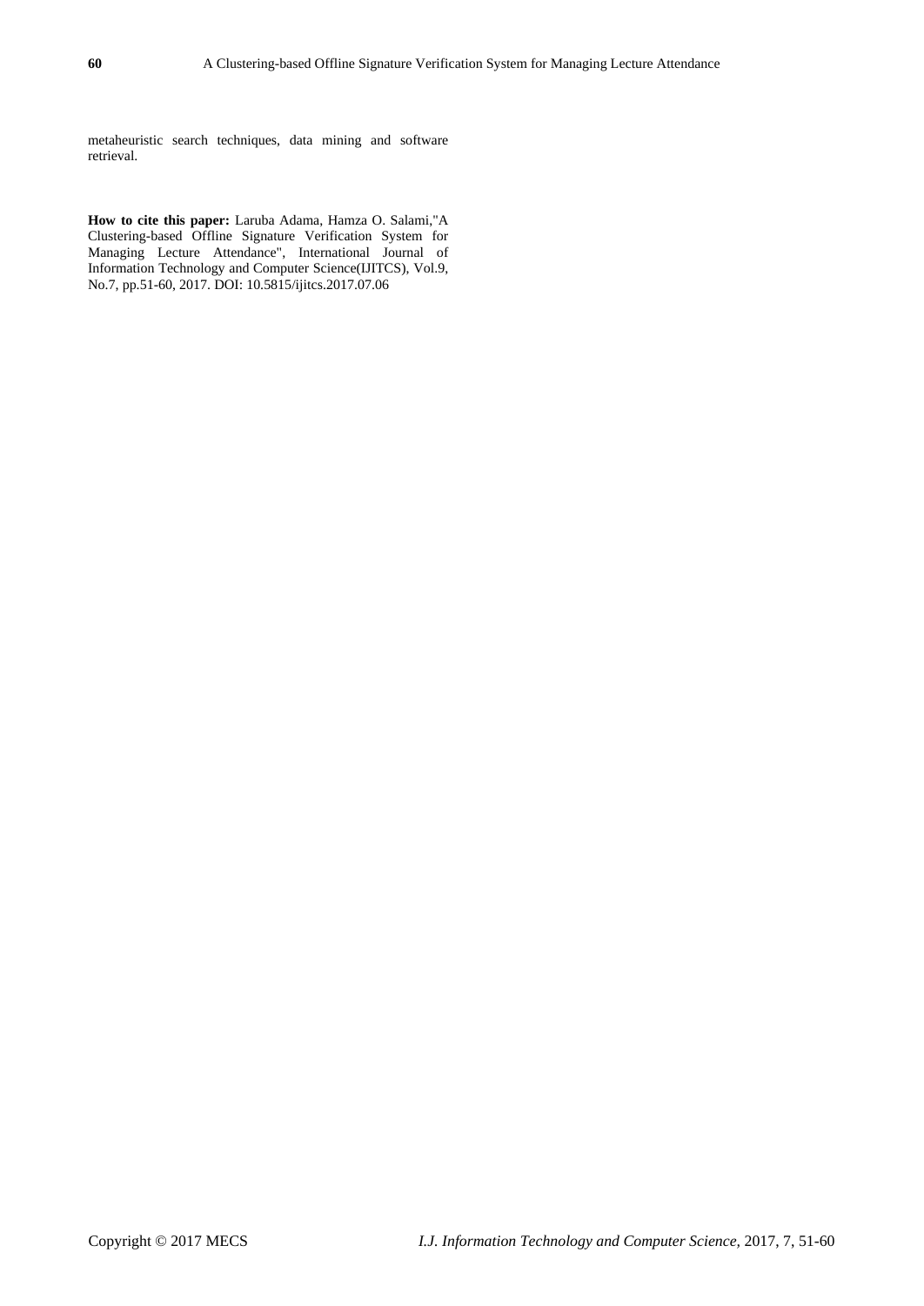metaheuristic search techniques, data mining and software retrieval.

**How to cite this paper:** Laruba Adama, Hamza O. Salami,"A Clustering-based Offline Signature Verification System for Managing Lecture Attendance", International Journal of Information Technology and Computer Science(IJITCS), Vol.9, No.7, pp.51-60, 2017. DOI: 10.5815/ijitcs.2017.07.06